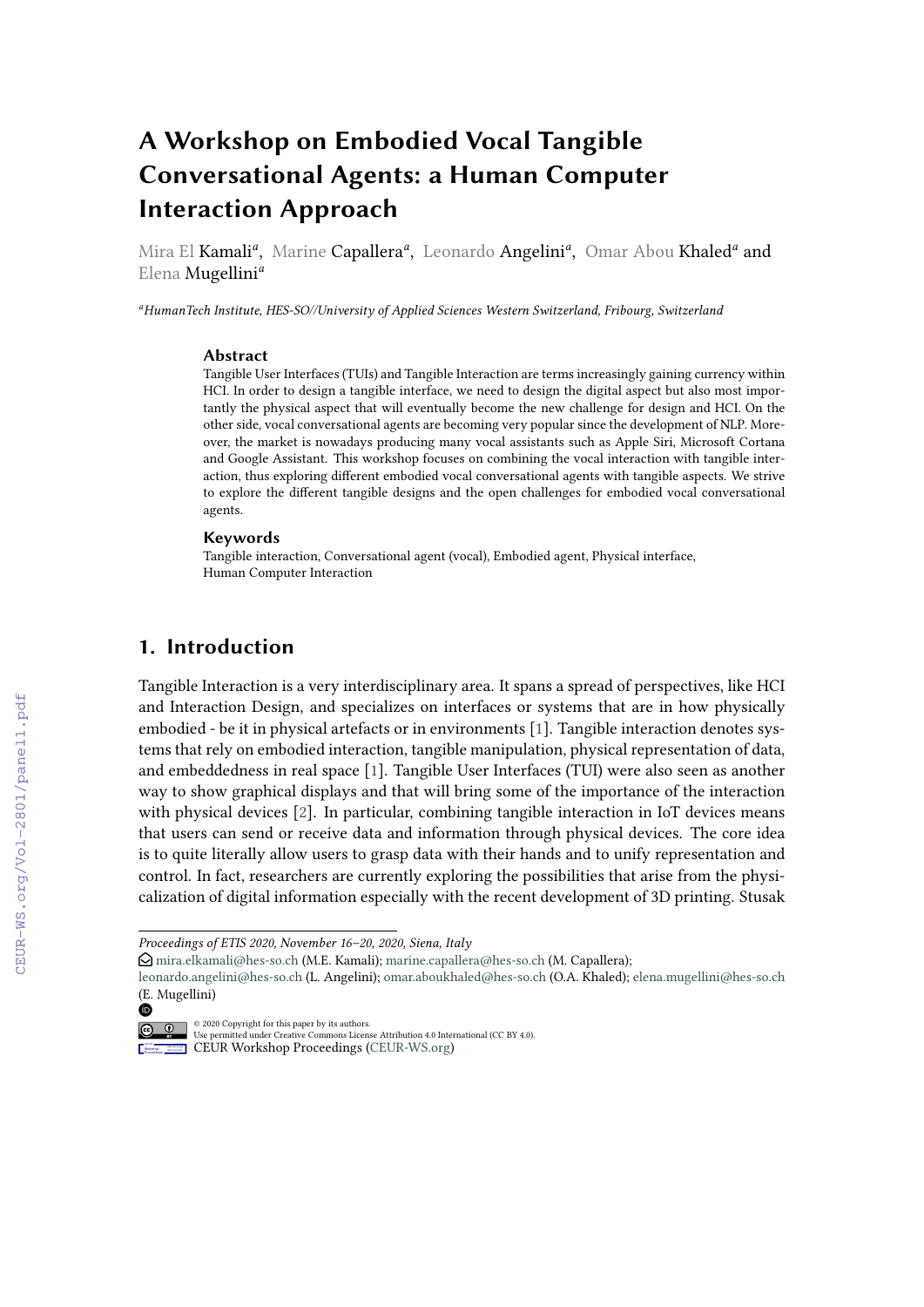# A Workshop on Embodied Vocal Tangible Conversational Agents: a Human Computer Interaction Approach

Mira El Kamali[a], Marine Capallera[a], Leonardo Angelini[a], Omar Abou Khaled[a] and Elena Mugellini[a]

[a]*HumanTech Institute, HES-SO//University of Applied Sciences Western Switzerland, Fribourg, Switzerland*

### Abstract

Tangible User Interfaces (TUIs) and Tangible Interaction are terms increasingly gaining currency within HCI. In order to design a tangible interface, we need to design the digital aspect but also most importantly the physical aspect that will eventually become the new challenge for design and HCI. On the other side, vocal conversational agents are becoming very popular since the development of NLP. Moreover, the market is nowadays producing many vocal assistants such as Apple Siri, Microsoft Cortana and Google Assistant. This workshop focuses on combining the vocal interaction with tangible interaction, thus exploring different embodied vocal conversational agents with tangible aspects. We strive to explore the different tangible designs and the open challenges for embodied vocal conversational agents.

### Keywords

Tangible interaction, Conversational agent (vocal), Embodied agent, Physical interface, Human Computer Interaction

## 1. Introduction

Tangible Interaction is a very interdisciplinary area. It spans a spread of perspectives, like HCI and Interaction Design, and specializes on interfaces or systems that are in how physically embodied - be it in physical artefacts or in environments [1]. Tangible interaction denotes systems that rely on embodied interaction, tangible manipulation, physical representation of data, and embeddedness in real space [1]. Tangible User Interfaces (TUI) were also seen as another way to show graphical displays and that will bring some of the importance of the interaction with physical devices [2]. In particular, combining tangible interaction in IoT devices means that users can send or receive data and information through physical devices. The core idea is to quite literally allow users to grasp data with their hands and to unify representation and control. In fact, researchers are currently exploring the possibilities that arise from the physicalization of digital information especially with the recent development of 3D printing. Stusak

---

*Proceedings of ETIS 2020, November 16–20, 2020, Siena, Italy*

mira.elkamali@hes-so.ch (M.E. Kamali); marine.capallera@hes-so.ch (M. Capallera); leonardo.angelini@hes-so.ch (L. Angelini); omar.aboukhaled@hes-so.ch (O.A. Khaled); elena.mugellini@hes-so.ch (E. Mugellini)

© 2020 Copyright for this paper by its authors. Use permitted under Creative Commons License Attribution 4.0 International (CC BY 4.0).

CEUR Workshop Proceedings (CEUR-WS.org)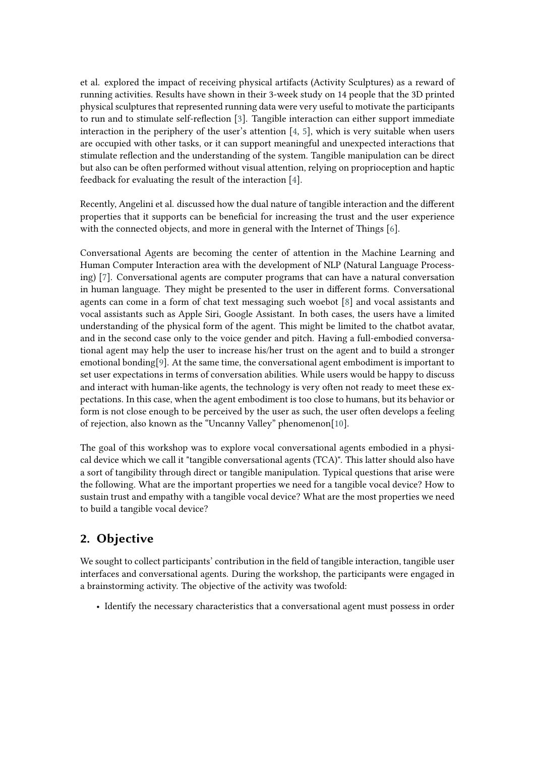et al. explored the impact of receiving physical artifacts (Activity Sculptures) as a reward of running activities. Results have shown in their 3-week study on 14 people that the 3D printed physical sculptures that represented running data were very useful to motivate the participants to run and to stimulate self-reflection [3]. Tangible interaction can either support immediate interaction in the periphery of the user's attention [4, 5], which is very suitable when users are occupied with other tasks, or it can support meaningful and unexpected interactions that stimulate reflection and the understanding of the system. Tangible manipulation can be direct but also can be often performed without visual attention, relying on proprioception and haptic feedback for evaluating the result of the interaction [4].

Recently, Angelini et al. discussed how the dual nature of tangible interaction and the different properties that it supports can be beneficial for increasing the trust and the user experience with the connected objects, and more in general with the Internet of Things [6].

Conversational Agents are becoming the center of attention in the Machine Learning and Human Computer Interaction area with the development of NLP (Natural Language Processing) [7]. Conversational agents are computer programs that can have a natural conversation in human language. They might be presented to the user in different forms. Conversational agents can come in a form of chat text messaging such woebot [8] and vocal assistants and vocal assistants such as Apple Siri, Google Assistant. In both cases, the users have a limited understanding of the physical form of the agent. This might be limited to the chatbot avatar, and in the second case only to the voice gender and pitch. Having a full-embodied conversational agent may help the user to increase his/her trust on the agent and to build a stronger emotional bonding[9]. At the same time, the conversational agent embodiment is important to set user expectations in terms of conversation abilities. While users would be happy to discuss and interact with human-like agents, the technology is very often not ready to meet these expectations. In this case, when the agent embodiment is too close to humans, but its behavior or form is not close enough to be perceived by the user as such, the user often develops a feeling of rejection, also known as the "Uncanny Valley" phenomenon[10].

The goal of this workshop was to explore vocal conversational agents embodied in a physical device which we call it "tangible conversational agents (TCA)". This latter should also have a sort of tangibility through direct or tangible manipulation. Typical questions that arise were the following. What are the important properties we need for a tangible vocal device? How to sustain trust and empathy with a tangible vocal device? What are the most properties we need to build a tangible vocal device?

## 2. Objective

We sought to collect participants' contribution in the field of tangible interaction, tangible user interfaces and conversational agents. During the workshop, the participants were engaged in a brainstorming activity. The objective of the activity was twofold:

- Identify the necessary characteristics that a conversational agent must possess in order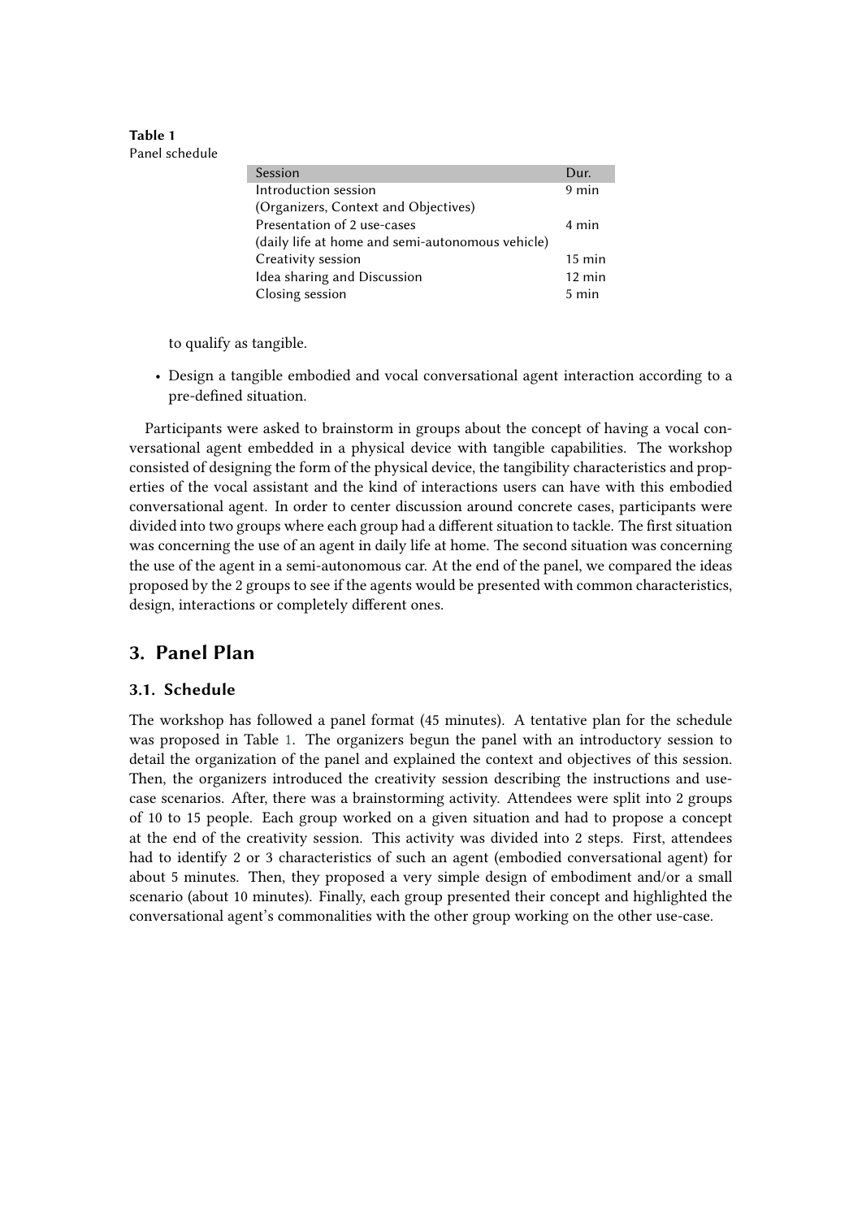**Table 1**
Panel schedule

| Session | Dur. |
|---|---|
| Introduction session (Organizers, Context and Objectives) | 9 min |
| Presentation of 2 use-cases (daily life at home and semi-autonomous vehicle) | 4 min |
| Creativity session | 15 min |
| Idea sharing and Discussion | 12 min |
| Closing session | 5 min |

to qualify as tangible.

- Design a tangible embodied and vocal conversational agent interaction according to a pre-defined situation.

Participants were asked to brainstorm in groups about the concept of having a vocal conversational agent embedded in a physical device with tangible capabilities. The workshop consisted of designing the form of the physical device, the tangibility characteristics and properties of the vocal assistant and the kind of interactions users can have with this embodied conversational agent. In order to center discussion around concrete cases, participants were divided into two groups where each group had a different situation to tackle. The first situation was concerning the use of an agent in daily life at home. The second situation was concerning the use of the agent in a semi-autonomous car. At the end of the panel, we compared the ideas proposed by the 2 groups to see if the agents would be presented with common characteristics, design, interactions or completely different ones.

## 3. Panel Plan

### 3.1. Schedule

The workshop has followed a panel format (45 minutes). A tentative plan for the schedule was proposed in Table 1. The organizers begun the panel with an introductory session to detail the organization of the panel and explained the context and objectives of this session. Then, the organizers introduced the creativity session describing the instructions and use-case scenarios. After, there was a brainstorming activity. Attendees were split into 2 groups of 10 to 15 people. Each group worked on a given situation and had to propose a concept at the end of the creativity session. This activity was divided into 2 steps. First, attendees had to identify 2 or 3 characteristics of such an agent (embodied conversational agent) for about 5 minutes. Then, they proposed a very simple design of embodiment and/or a small scenario (about 10 minutes). Finally, each group presented their concept and highlighted the conversational agent's commonalities with the other group working on the other use-case.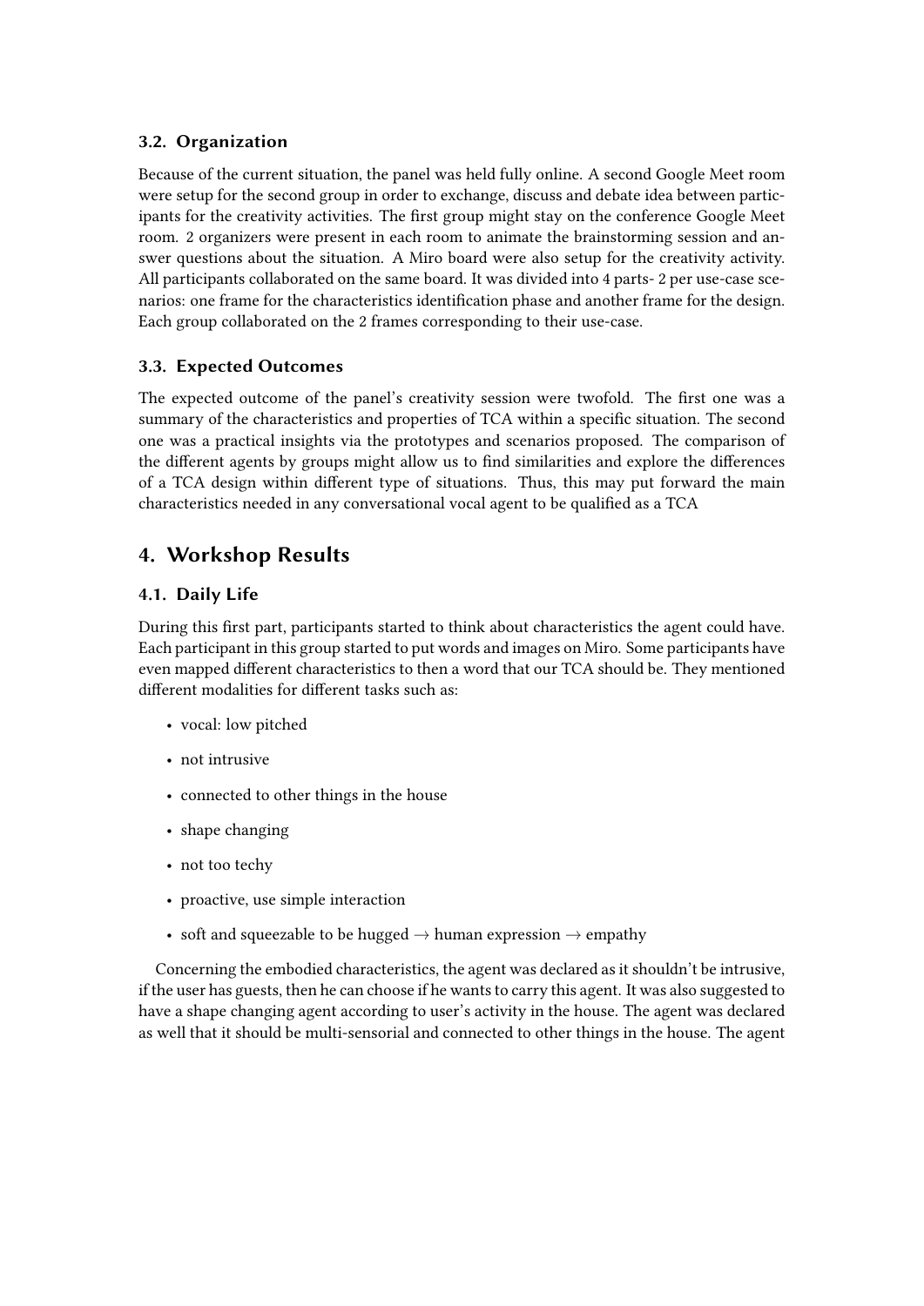### 3.2. Organization

Because of the current situation, the panel was held fully online. A second Google Meet room were setup for the second group in order to exchange, discuss and debate idea between participants for the creativity activities. The first group might stay on the conference Google Meet room. 2 organizers were present in each room to animate the brainstorming session and answer questions about the situation. A Miro board were also setup for the creativity activity. All participants collaborated on the same board. It was divided into 4 parts- 2 per use-case scenarios: one frame for the characteristics identification phase and another frame for the design. Each group collaborated on the 2 frames corresponding to their use-case.

### 3.3. Expected Outcomes

The expected outcome of the panel's creativity session were twofold. The first one was a summary of the characteristics and properties of TCA within a specific situation. The second one was a practical insights via the prototypes and scenarios proposed. The comparison of the different agents by groups might allow us to find similarities and explore the differences of a TCA design within different type of situations. Thus, this may put forward the main characteristics needed in any conversational vocal agent to be qualified as a TCA

## 4. Workshop Results

### 4.1. Daily Life

During this first part, participants started to think about characteristics the agent could have. Each participant in this group started to put words and images on Miro. Some participants have even mapped different characteristics to then a word that our TCA should be. They mentioned different modalities for different tasks such as:

- vocal: low pitched
- not intrusive
- connected to other things in the house
- shape changing
- not too techy
- proactive, use simple interaction
- soft and squeezable to be hugged → human expression → empathy

Concerning the embodied characteristics, the agent was declared as it shouldn't be intrusive, if the user has guests, then he can choose if he wants to carry this agent. It was also suggested to have a shape changing agent according to user's activity in the house. The agent was declared as well that it should be multi-sensorial and connected to other things in the house. The agent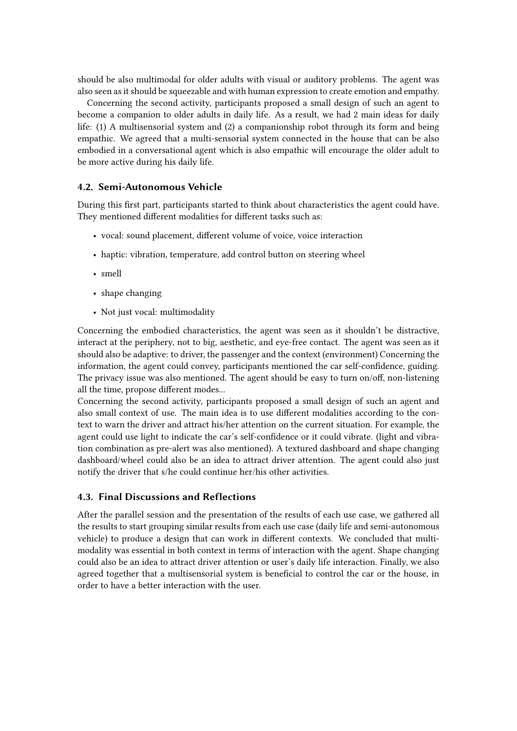should be also multimodal for older adults with visual or auditory problems. The agent was also seen as it should be squeezable and with human expression to create emotion and empathy.

Concerning the second activity, participants proposed a small design of such an agent to become a companion to older adults in daily life. As a result, we had 2 main ideas for daily life: (1) A multisensorial system and (2) a companionship robot through its form and being empathic. We agreed that a multi-sensorial system connected in the house that can be also embodied in a conversational agent which is also empathic will encourage the older adult to be more active during his daily life.

### 4.2. Semi-Autonomous Vehicle

During this first part, participants started to think about characteristics the agent could have. They mentioned different modalities for different tasks such as:

- vocal: sound placement, different volume of voice, voice interaction
- haptic: vibration, temperature, add control button on steering wheel
- smell
- shape changing
- Not just vocal: multimodality

Concerning the embodied characteristics, the agent was seen as it shouldn't be distractive, interact at the periphery, not to big, aesthetic, and eye-free contact. The agent was seen as it should also be adaptive: to driver, the passenger and the context (environment) Concerning the information, the agent could convey, participants mentioned the car self-confidence, guiding. The privacy issue was also mentioned. The agent should be easy to turn on/off, non-listening all the time, propose different modes...

Concerning the second activity, participants proposed a small design of such an agent and also small context of use. The main idea is to use different modalities according to the context to warn the driver and attract his/her attention on the current situation. For example, the agent could use light to indicate the car's self-confidence or it could vibrate. (light and vibration combination as pre-alert was also mentioned). A textured dashboard and shape changing dashboard/wheel could also be an idea to attract driver attention. The agent could also just notify the driver that s/he could continue her/his other activities.

### 4.3. Final Discussions and Reflections

After the parallel session and the presentation of the results of each use case, we gathered all the results to start grouping similar results from each use case (daily life and semi-autonomous vehicle) to produce a design that can work in different contexts. We concluded that multimodality was essential in both context in terms of interaction with the agent. Shape changing could also be an idea to attract driver attention or user's daily life interaction. Finally, we also agreed together that a multisensorial system is beneficial to control the car or the house, in order to have a better interaction with the user.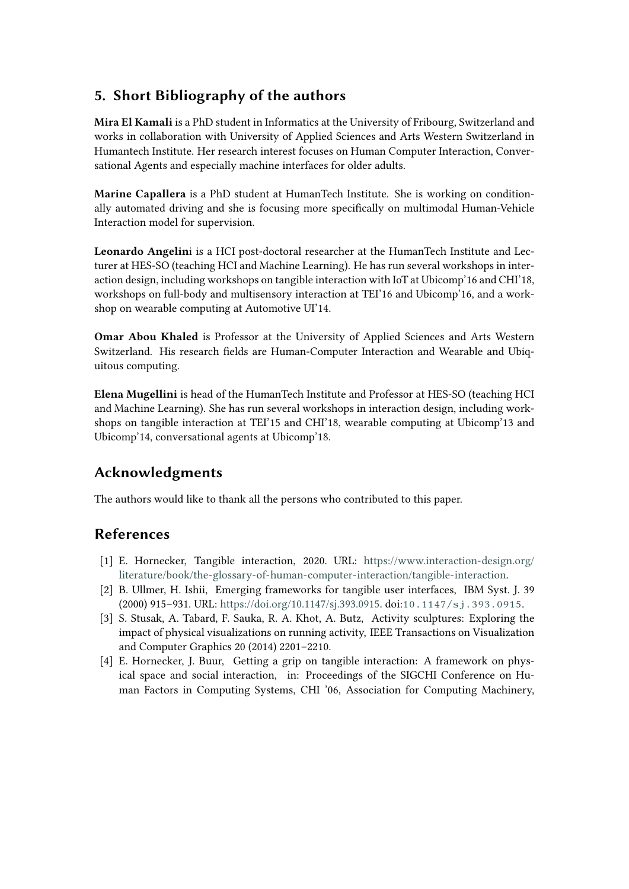## 5. Short Bibliography of the authors

**Mira El Kamali** is a PhD student in Informatics at the University of Fribourg, Switzerland and works in collaboration with University of Applied Sciences and Arts Western Switzerland in Humantech Institute. Her research interest focuses on Human Computer Interaction, Conversational Agents and especially machine interfaces for older adults.

**Marine Capallera** is a PhD student at HumanTech Institute. She is working on conditionally automated driving and she is focusing more specifically on multimodal Human-Vehicle Interaction model for supervision.

**Leonardo Angelin**i is a HCI post-doctoral researcher at the HumanTech Institute and Lecturer at HES-SO (teaching HCI and Machine Learning). He has run several workshops in interaction design, including workshops on tangible interaction with IoT at Ubicomp'16 and CHI'18, workshops on full-body and multisensory interaction at TEI'16 and Ubicomp'16, and a workshop on wearable computing at Automotive UI'14.

**Omar Abou Khaled** is Professor at the University of Applied Sciences and Arts Western Switzerland. His research fields are Human-Computer Interaction and Wearable and Ubiquitous computing.

**Elena Mugellini** is head of the HumanTech Institute and Professor at HES-SO (teaching HCI and Machine Learning). She has run several workshops in interaction design, including workshops on tangible interaction at TEI'15 and CHI'18, wearable computing at Ubicomp'13 and Ubicomp'14, conversational agents at Ubicomp'18.

## Acknowledgments

The authors would like to thank all the persons who contributed to this paper.

## References

[1] E. Hornecker, Tangible interaction, 2020. URL: https://www.interaction-design.org/literature/book/the-glossary-of-human-computer-interaction/tangible-interaction.

[2] B. Ullmer, H. Ishii, Emerging frameworks for tangible user interfaces, IBM Syst. J. 39 (2000) 915–931. URL: https://doi.org/10.1147/sj.393.0915. doi:10.1147/sj.393.0915.

[3] S. Stusak, A. Tabard, F. Sauka, R. A. Khot, A. Butz, Activity sculptures: Exploring the impact of physical visualizations on running activity, IEEE Transactions on Visualization and Computer Graphics 20 (2014) 2201–2210.

[4] E. Hornecker, J. Buur, Getting a grip on tangible interaction: A framework on physical space and social interaction, in: Proceedings of the SIGCHI Conference on Human Factors in Computing Systems, CHI '06, Association for Computing Machinery,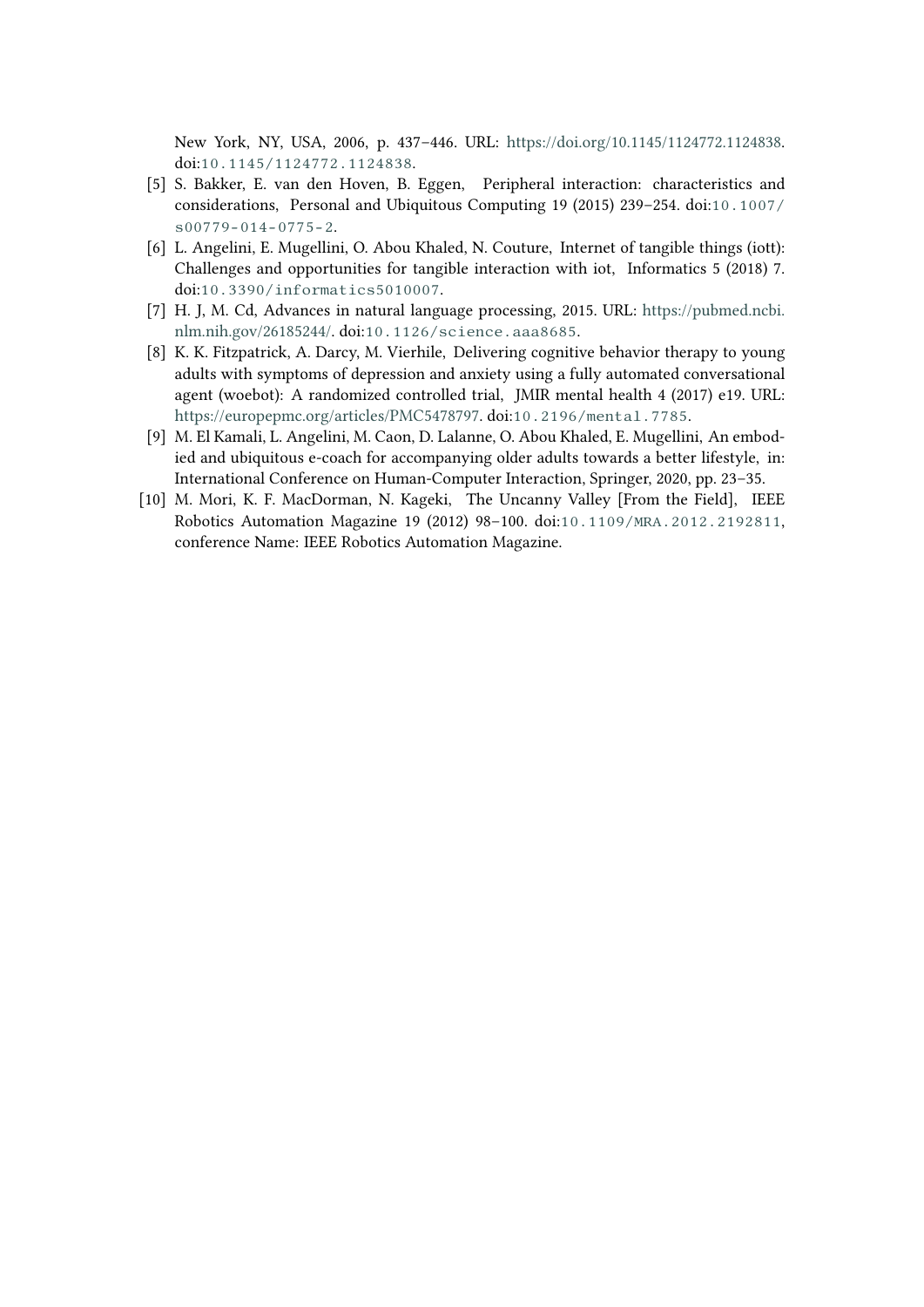New York, NY, USA, 2006, p. 437–446. URL: https://doi.org/10.1145/1124772.1124838. doi:10.1145/1124772.1124838.

[5] S. Bakker, E. van den Hoven, B. Eggen, Peripheral interaction: characteristics and considerations, Personal and Ubiquitous Computing 19 (2015) 239–254. doi:10.1007/s00779-014-0775-2.

[6] L. Angelini, E. Mugellini, O. Abou Khaled, N. Couture, Internet of tangible things (iott): Challenges and opportunities for tangible interaction with iot, Informatics 5 (2018) 7. doi:10.3390/informatics5010007.

[7] H. J, M. Cd, Advances in natural language processing, 2015. URL: https://pubmed.ncbi.nlm.nih.gov/26185244/. doi:10.1126/science.aaa8685.

[8] K. K. Fitzpatrick, A. Darcy, M. Vierhile, Delivering cognitive behavior therapy to young adults with symptoms of depression and anxiety using a fully automated conversational agent (woebot): A randomized controlled trial, JMIR mental health 4 (2017) e19. URL: https://europepmc.org/articles/PMC5478797. doi:10.2196/mental.7785.

[9] M. El Kamali, L. Angelini, M. Caon, D. Lalanne, O. Abou Khaled, E. Mugellini, An embodied and ubiquitous e-coach for accompanying older adults towards a better lifestyle, in: International Conference on Human-Computer Interaction, Springer, 2020, pp. 23–35.

[10] M. Mori, K. F. MacDorman, N. Kageki, The Uncanny Valley [From the Field], IEEE Robotics Automation Magazine 19 (2012) 98–100. doi:10.1109/MRA.2012.2192811, conference Name: IEEE Robotics Automation Magazine.